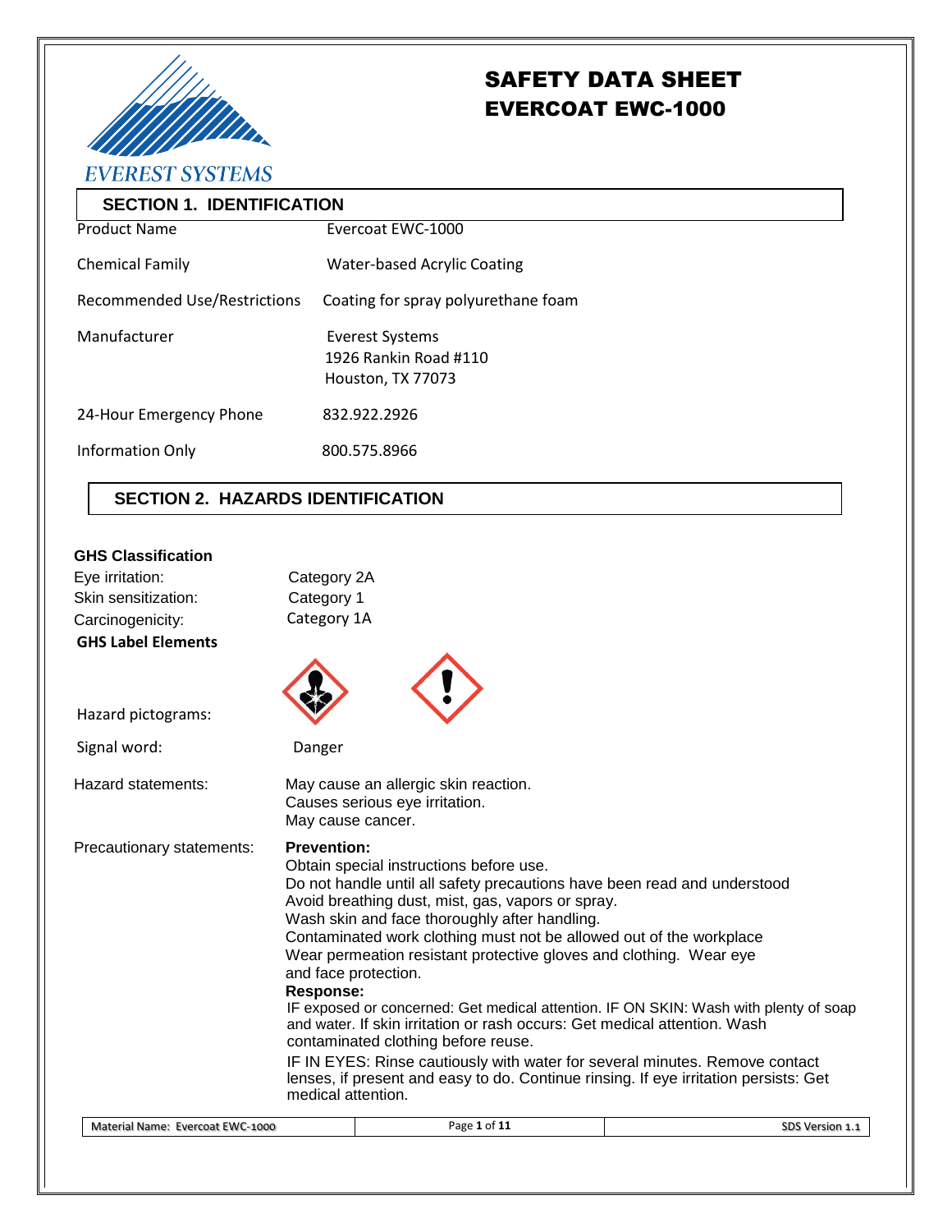EVEREST SYSTEMS

# SAFETY DATA SHEET
# EVERCOAT EWC-1000

## SECTION 1. IDENTIFICATION

| | |
|---|---|
| Product Name | Evercoat EWC-1000 |
| Chemical Family | Water-based Acrylic Coating |
| Recommended Use/Restrictions | Coating for spray polyurethane foam |
| Manufacturer | Everest Systems<br>1926 Rankin Road #110<br>Houston, TX 77073 |
| 24-Hour Emergency Phone | 832.922.2926 |
| Information Only | 800.575.8966 |

## SECTION 2. HAZARDS IDENTIFICATION

**GHS Classification**

| | |
|---|---|
| Eye irritation: | Category 2A |
| Skin sensitization: | Category 1 |
| Carcinogenicity: | Category 1A |

**GHS Label Elements**

Hazard pictograms:

Signal word: Danger

Hazard statements:
May cause an allergic skin reaction.
Causes serious eye irritation.
May cause cancer.

Precautionary statements:

**Prevention:**
Obtain special instructions before use.
Do not handle until all safety precautions have been read and understood
Avoid breathing dust, mist, gas, vapors or spray.
Wash skin and face thoroughly after handling.
Contaminated work clothing must not be allowed out of the workplace
Wear permeation resistant protective gloves and clothing. Wear eye and face protection.

**Response:**
IF exposed or concerned: Get medical attention. IF ON SKIN: Wash with plenty of soap and water. If skin irritation or rash occurs: Get medical attention. Wash contaminated clothing before reuse.

IF IN EYES: Rinse cautiously with water for several minutes. Remove contact lenses, if present and easy to do. Continue rinsing. If eye irritation persists: Get medical attention.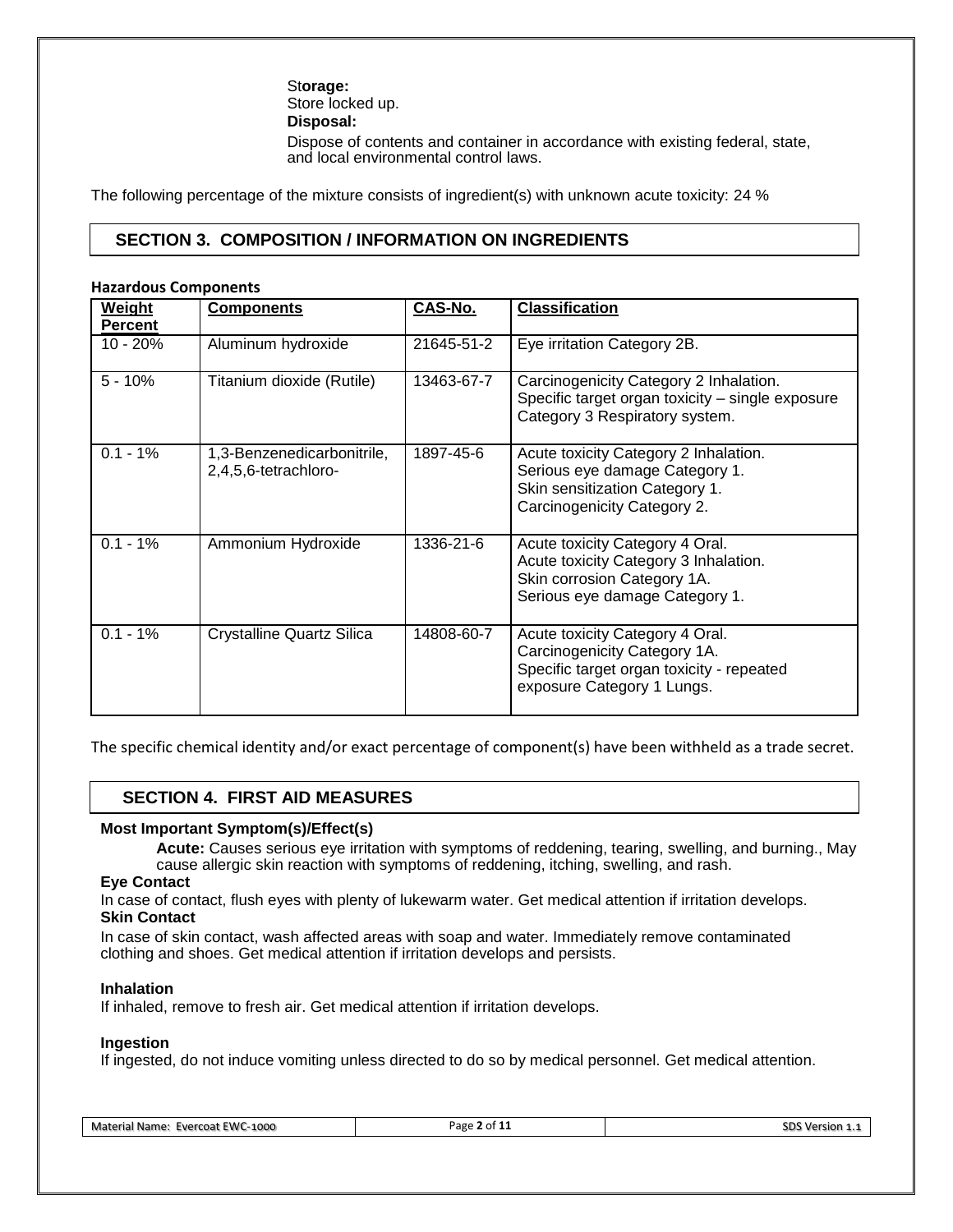**Storage:**

Store locked up.

**Disposal:**

Dispose of contents and container in accordance with existing federal, state, and local environmental control laws.

The following percentage of the mixture consists of ingredient(s) with unknown acute toxicity: 24 %

## SECTION 3. COMPOSITION / INFORMATION ON INGREDIENTS

**Hazardous Components**

| Weight Percent | Components | CAS-No. | Classification |
|---|---|---|---|
| 10 - 20% | Aluminum hydroxide | 21645-51-2 | Eye irritation Category 2B. |
| 5 - 10% | Titanium dioxide (Rutile) | 13463-67-7 | Carcinogenicity Category 2 Inhalation.<br>Specific target organ toxicity – single exposure Category 3 Respiratory system. |
| 0.1 - 1% | 1,3-Benzenedicarbonitrile, 2,4,5,6-tetrachloro- | 1897-45-6 | Acute toxicity Category 2 Inhalation.<br>Serious eye damage Category 1.<br>Skin sensitization Category 1.<br>Carcinogenicity Category 2. |
| 0.1 - 1% | Ammonium Hydroxide | 1336-21-6 | Acute toxicity Category 4 Oral.<br>Acute toxicity Category 3 Inhalation.<br>Skin corrosion Category 1A.<br>Serious eye damage Category 1. |
| 0.1 - 1% | Crystalline Quartz Silica | 14808-60-7 | Acute toxicity Category 4 Oral.<br>Carcinogenicity Category 1A.<br>Specific target organ toxicity - repeated exposure Category 1 Lungs. |

The specific chemical identity and/or exact percentage of component(s) have been withheld as a trade secret.

## SECTION 4. FIRST AID MEASURES

**Most Important Symptom(s)/Effect(s)**

**Acute:** Causes serious eye irritation with symptoms of reddening, tearing, swelling, and burning., May cause allergic skin reaction with symptoms of reddening, itching, swelling, and rash.

**Eye Contact**

In case of contact, flush eyes with plenty of lukewarm water. Get medical attention if irritation develops.

**Skin Contact**

In case of skin contact, wash affected areas with soap and water. Immediately remove contaminated clothing and shoes. Get medical attention if irritation develops and persists.

**Inhalation**

If inhaled, remove to fresh air. Get medical attention if irritation develops.

**Ingestion**

If ingested, do not induce vomiting unless directed to do so by medical personnel. Get medical attention.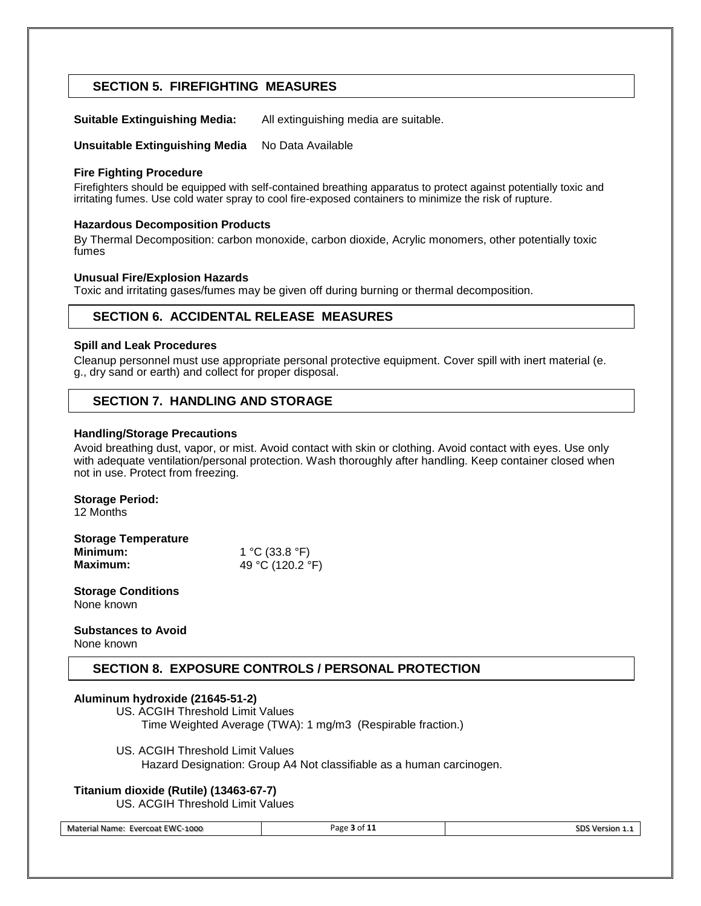## SECTION 5. FIREFIGHTING MEASURES

**Suitable Extinguishing Media:** All extinguishing media are suitable.

**Unsuitable Extinguishing Media** No Data Available

**Fire Fighting Procedure**

Firefighters should be equipped with self-contained breathing apparatus to protect against potentially toxic and irritating fumes. Use cold water spray to cool fire-exposed containers to minimize the risk of rupture.

**Hazardous Decomposition Products**

By Thermal Decomposition: carbon monoxide, carbon dioxide, Acrylic monomers, other potentially toxic fumes

**Unusual Fire/Explosion Hazards**

Toxic and irritating gases/fumes may be given off during burning or thermal decomposition.

## SECTION 6. ACCIDENTAL RELEASE MEASURES

**Spill and Leak Procedures**

Cleanup personnel must use appropriate personal protective equipment. Cover spill with inert material (e. g., dry sand or earth) and collect for proper disposal.

## SECTION 7. HANDLING AND STORAGE

**Handling/Storage Precautions**

Avoid breathing dust, vapor, or mist. Avoid contact with skin or clothing. Avoid contact with eyes. Use only with adequate ventilation/personal protection. Wash thoroughly after handling. Keep container closed when not in use. Protect from freezing.

**Storage Period:**
12 Months

**Storage Temperature**
**Minimum:** 1 °C (33.8 °F)
**Maximum:** 49 °C (120.2 °F)

**Storage Conditions**
None known

**Substances to Avoid**
None known

## SECTION 8. EXPOSURE CONTROLS / PERSONAL PROTECTION

**Aluminum hydroxide (21645-51-2)**

US. ACGIH Threshold Limit Values
Time Weighted Average (TWA): 1 mg/m3 (Respirable fraction.)

US. ACGIH Threshold Limit Values
Hazard Designation: Group A4 Not classifiable as a human carcinogen.

**Titanium dioxide (Rutile) (13463-67-7)**

US. ACGIH Threshold Limit Values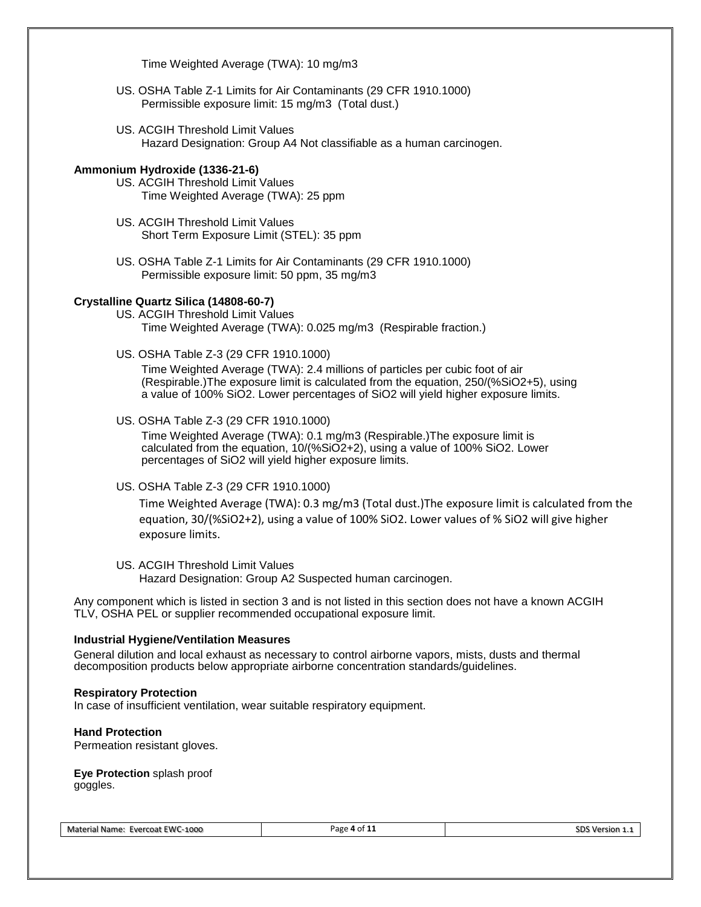Time Weighted Average (TWA): 10 mg/m3

US. OSHA Table Z-1 Limits for Air Contaminants (29 CFR 1910.1000)
Permissible exposure limit: 15 mg/m3 (Total dust.)

US. ACGIH Threshold Limit Values
Hazard Designation: Group A4 Not classifiable as a human carcinogen.

**Ammonium Hydroxide (1336-21-6)**

US. ACGIH Threshold Limit Values
Time Weighted Average (TWA): 25 ppm

US. ACGIH Threshold Limit Values
Short Term Exposure Limit (STEL): 35 ppm

US. OSHA Table Z-1 Limits for Air Contaminants (29 CFR 1910.1000)
Permissible exposure limit: 50 ppm, 35 mg/m3

**Crystalline Quartz Silica (14808-60-7)**

US. ACGIH Threshold Limit Values
Time Weighted Average (TWA): 0.025 mg/m3 (Respirable fraction.)

US. OSHA Table Z-3 (29 CFR 1910.1000)
Time Weighted Average (TWA): 2.4 millions of particles per cubic foot of air (Respirable.)The exposure limit is calculated from the equation, 250/(%SiO2+5), using a value of 100% SiO2. Lower percentages of SiO2 will yield higher exposure limits.

US. OSHA Table Z-3 (29 CFR 1910.1000)
Time Weighted Average (TWA): 0.1 mg/m3 (Respirable.)The exposure limit is calculated from the equation, 10/(%SiO2+2), using a value of 100% SiO2. Lower percentages of SiO2 will yield higher exposure limits.

US. OSHA Table Z-3 (29 CFR 1910.1000)
Time Weighted Average (TWA): 0.3 mg/m3 (Total dust.)The exposure limit is calculated from the equation, 30/(%SiO2+2), using a value of 100% SiO2. Lower values of % SiO2 will give higher exposure limits.

US. ACGIH Threshold Limit Values
Hazard Designation: Group A2 Suspected human carcinogen.

Any component which is listed in section 3 and is not listed in this section does not have a known ACGIH TLV, OSHA PEL or supplier recommended occupational exposure limit.

**Industrial Hygiene/Ventilation Measures**

General dilution and local exhaust as necessary to control airborne vapors, mists, dusts and thermal decomposition products below appropriate airborne concentration standards/guidelines.

**Respiratory Protection**

In case of insufficient ventilation, wear suitable respiratory equipment.

**Hand Protection**

Permeation resistant gloves.

**Eye Protection** splash proof goggles.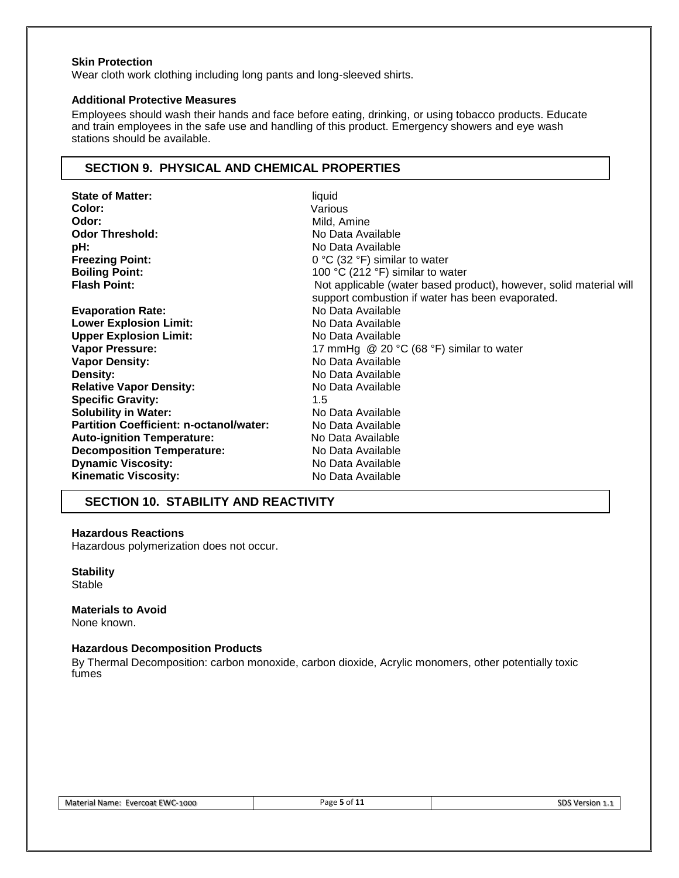**Skin Protection**

Wear cloth work clothing including long pants and long-sleeved shirts.

**Additional Protective Measures**

Employees should wash their hands and face before eating, drinking, or using tobacco products. Educate and train employees in the safe use and handling of this product. Emergency showers and eye wash stations should be available.

## SECTION 9. PHYSICAL AND CHEMICAL PROPERTIES

| | |
|---|---|
| **State of Matter:** | liquid |
| **Color:** | Various |
| **Odor:** | Mild, Amine |
| **Odor Threshold:** | No Data Available |
| **pH:** | No Data Available |
| **Freezing Point:** | 0 °C (32 °F) similar to water |
| **Boiling Point:** | 100 °C (212 °F) similar to water |
| **Flash Point:** | Not applicable (water based product), however, solid material will support combustion if water has been evaporated. |
| **Evaporation Rate:** | No Data Available |
| **Lower Explosion Limit:** | No Data Available |
| **Upper Explosion Limit:** | No Data Available |
| **Vapor Pressure:** | 17 mmHg @ 20 °C (68 °F) similar to water |
| **Vapor Density:** | No Data Available |
| **Density:** | No Data Available |
| **Relative Vapor Density:** | No Data Available |
| **Specific Gravity:** | 1.5 |
| **Solubility in Water:** | No Data Available |
| **Partition Coefficient: n-octanol/water:** | No Data Available |
| **Auto-ignition Temperature:** | No Data Available |
| **Decomposition Temperature:** | No Data Available |
| **Dynamic Viscosity:** | No Data Available |
| **Kinematic Viscosity:** | No Data Available |

## SECTION 10. STABILITY AND REACTIVITY

**Hazardous Reactions**

Hazardous polymerization does not occur.

**Stability**

Stable

**Materials to Avoid**

None known.

**Hazardous Decomposition Products**

By Thermal Decomposition: carbon monoxide, carbon dioxide, Acrylic monomers, other potentially toxic fumes

| Material Name: Evercoat EWC-1000 | | SDS Version 1.1 |
|---|---|---|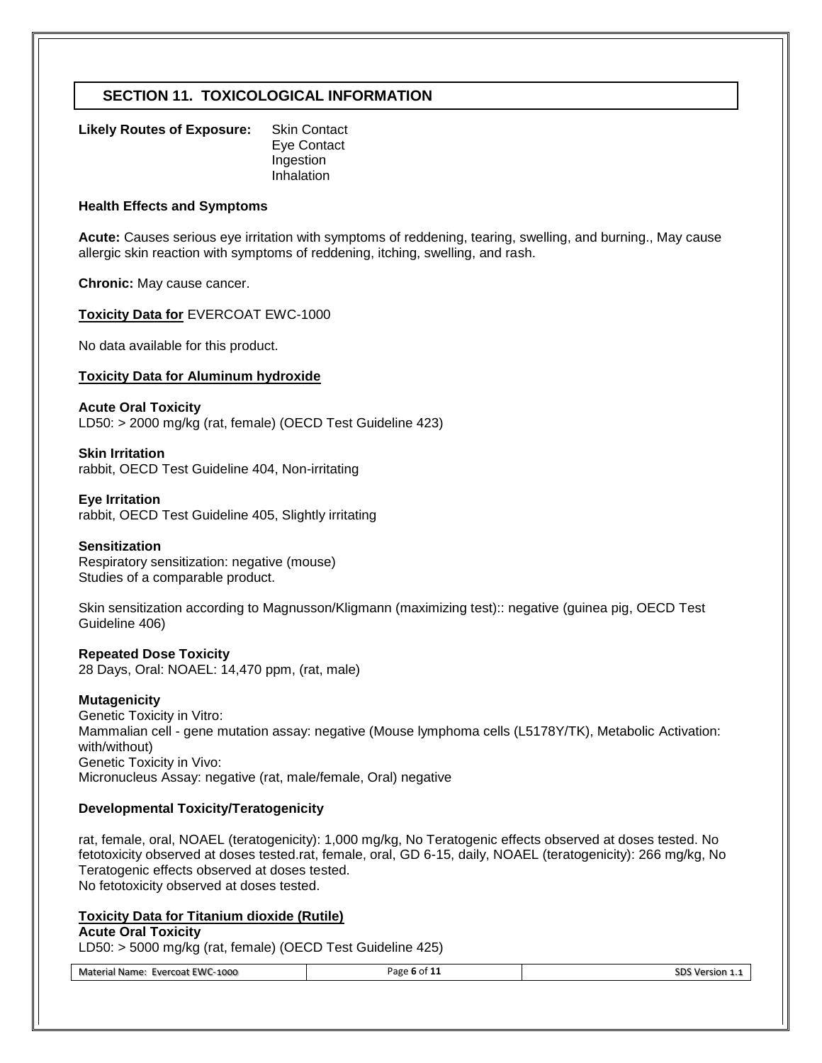## SECTION 11. TOXICOLOGICAL INFORMATION

**Likely Routes of Exposure:** Skin Contact
Eye Contact
Ingestion
Inhalation

**Health Effects and Symptoms**

**Acute:** Causes serious eye irritation with symptoms of reddening, tearing, swelling, and burning., May cause allergic skin reaction with symptoms of reddening, itching, swelling, and rash.

**Chronic:** May cause cancer.

**Toxicity Data for** EVERCOAT EWC-1000

No data available for this product.

**Toxicity Data for Aluminum hydroxide**

**Acute Oral Toxicity**
LD50: > 2000 mg/kg (rat, female) (OECD Test Guideline 423)

**Skin Irritation**
rabbit, OECD Test Guideline 404, Non-irritating

**Eye Irritation**
rabbit, OECD Test Guideline 405, Slightly irritating

**Sensitization**
Respiratory sensitization: negative (mouse)
Studies of a comparable product.

Skin sensitization according to Magnusson/Kligmann (maximizing test):: negative (guinea pig, OECD Test Guideline 406)

**Repeated Dose Toxicity**
28 Days, Oral: NOAEL: 14,470 ppm, (rat, male)

**Mutagenicity**
Genetic Toxicity in Vitro:
Mammalian cell - gene mutation assay: negative (Mouse lymphoma cells (L5178Y/TK), Metabolic Activation: with/without)
Genetic Toxicity in Vivo:
Micronucleus Assay: negative (rat, male/female, Oral) negative

**Developmental Toxicity/Teratogenicity**

rat, female, oral, NOAEL (teratogenicity): 1,000 mg/kg, No Teratogenic effects observed at doses tested. No fetotoxicity observed at doses tested.rat, female, oral, GD 6-15, daily, NOAEL (teratogenicity): 266 mg/kg, No Teratogenic effects observed at doses tested.
No fetotoxicity observed at doses tested.

**Toxicity Data for Titanium dioxide (Rutile)**
**Acute Oral Toxicity**
LD50: > 5000 mg/kg (rat, female) (OECD Test Guideline 425)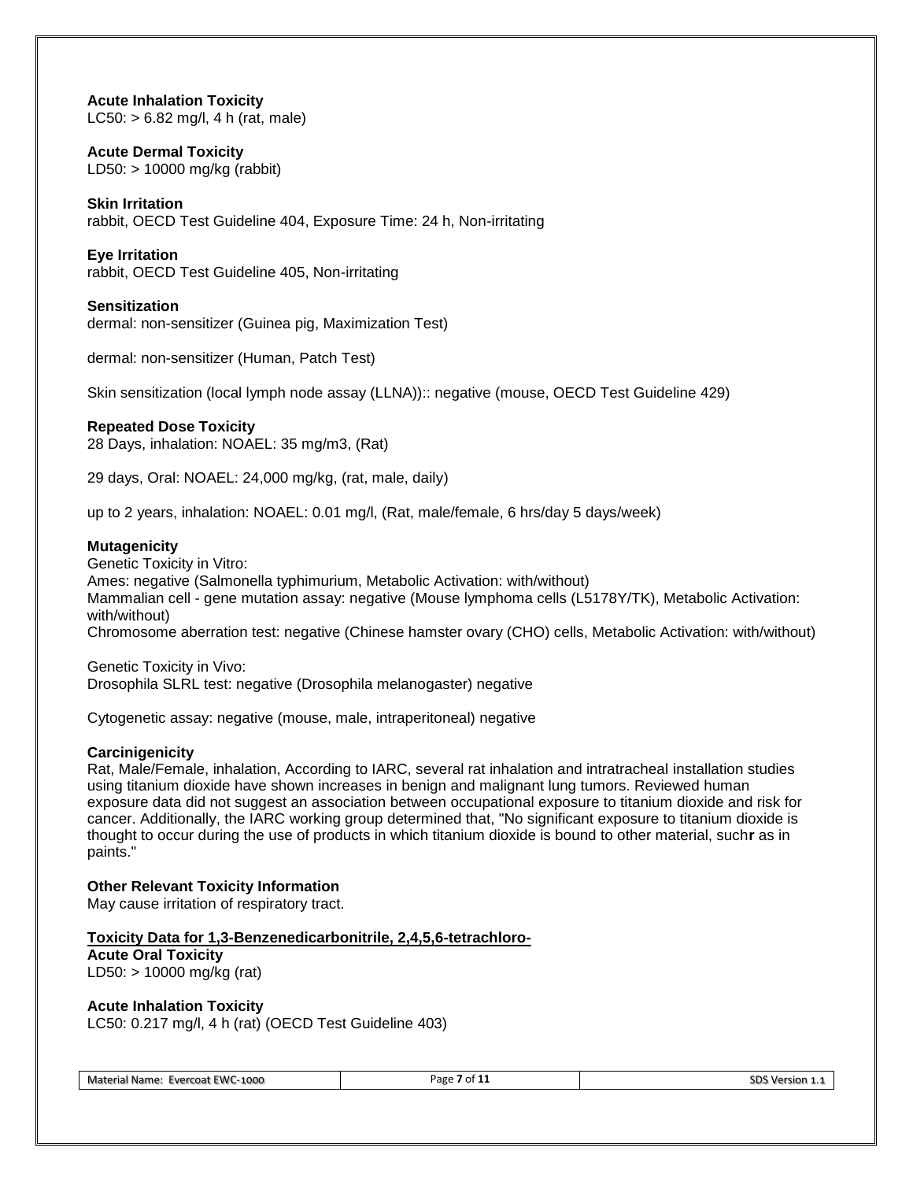**Acute Inhalation Toxicity**
LC50: > 6.82 mg/l, 4 h (rat, male)

**Acute Dermal Toxicity**
LD50: > 10000 mg/kg (rabbit)

**Skin Irritation**
rabbit, OECD Test Guideline 404, Exposure Time: 24 h, Non-irritating

**Eye Irritation**
rabbit, OECD Test Guideline 405, Non-irritating

**Sensitization**
dermal: non-sensitizer (Guinea pig, Maximization Test)

dermal: non-sensitizer (Human, Patch Test)

Skin sensitization (local lymph node assay (LLNA)):: negative (mouse, OECD Test Guideline 429)

**Repeated Dose Toxicity**
28 Days, inhalation: NOAEL: 35 mg/m3, (Rat)

29 days, Oral: NOAEL: 24,000 mg/kg, (rat, male, daily)

up to 2 years, inhalation: NOAEL: 0.01 mg/l, (Rat, male/female, 6 hrs/day 5 days/week)

**Mutagenicity**
Genetic Toxicity in Vitro:
Ames: negative (Salmonella typhimurium, Metabolic Activation: with/without)
Mammalian cell - gene mutation assay: negative (Mouse lymphoma cells (L5178Y/TK), Metabolic Activation: with/without)
Chromosome aberration test: negative (Chinese hamster ovary (CHO) cells, Metabolic Activation: with/without)

Genetic Toxicity in Vivo:
Drosophila SLRL test: negative (Drosophila melanogaster) negative

Cytogenetic assay: negative (mouse, male, intraperitoneal) negative

**Carcinigenicity**
Rat, Male/Female, inhalation, According to IARC, several rat inhalation and intratracheal installation studies using titanium dioxide have shown increases in benign and malignant lung tumors. Reviewed human exposure data did not suggest an association between occupational exposure to titanium dioxide and risk for cancer. Additionally, the IARC working group determined that, "No significant exposure to titanium dioxide is thought to occur during the use of products in which titanium dioxide is bound to other material, such**r** as in paints."

**Other Relevant Toxicity Information**
May cause irritation of respiratory tract.

**Toxicity Data for 1,3-Benzenedicarbonitrile, 2,4,5,6-tetrachloro-**
**Acute Oral Toxicity**
LD50: > 10000 mg/kg (rat)

**Acute Inhalation Toxicity**
LC50: 0.217 mg/l, 4 h (rat) (OECD Test Guideline 403)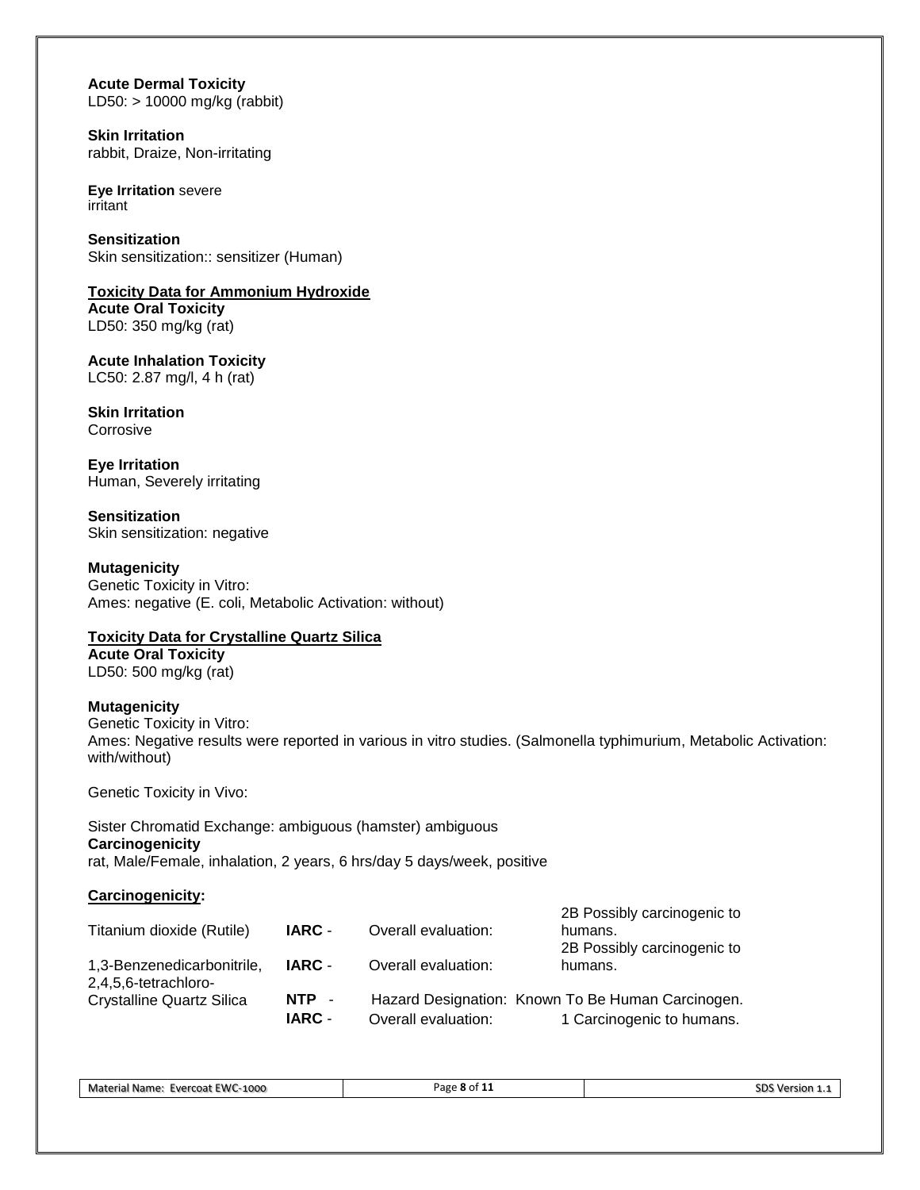**Acute Dermal Toxicity**
LD50: > 10000 mg/kg (rabbit)

**Skin Irritation**
rabbit, Draize, Non-irritating

**Eye Irritation** severe irritant

**Sensitization**
Skin sensitization:: sensitizer (Human)

**Toxicity Data for Ammonium Hydroxide**

**Acute Oral Toxicity**
LD50: 350 mg/kg (rat)

**Acute Inhalation Toxicity**
LC50: 2.87 mg/l, 4 h (rat)

**Skin Irritation**
Corrosive

**Eye Irritation**
Human, Severely irritating

**Sensitization**
Skin sensitization: negative

**Mutagenicity**
Genetic Toxicity in Vitro:
Ames: negative (E. coli, Metabolic Activation: without)

**Toxicity Data for Crystalline Quartz Silica**

**Acute Oral Toxicity**
LD50: 500 mg/kg (rat)

**Mutagenicity**
Genetic Toxicity in Vitro:
Ames: Negative results were reported in various in vitro studies. (Salmonella typhimurium, Metabolic Activation: with/without)

Genetic Toxicity in Vivo:

Sister Chromatid Exchange: ambiguous (hamster) ambiguous

**Carcinogenicity**
rat, Male/Female, inhalation, 2 years, 6 hrs/day 5 days/week, positive

**Carcinogenicity:**

| | | | |
|---|---|---|---|
| Titanium dioxide (Rutile) | **IARC** - | Overall evaluation: | 2B Possibly carcinogenic to humans. |
| 1,3-Benzenedicarbonitrile, 2,4,5,6-tetrachloro- | **IARC** - | Overall evaluation: | 2B Possibly carcinogenic to humans. |
| Crystalline Quartz Silica | **NTP** - | Hazard Designation: | Known To Be Human Carcinogen. |
| | **IARC** - | Overall evaluation: | 1 Carcinogenic to humans. |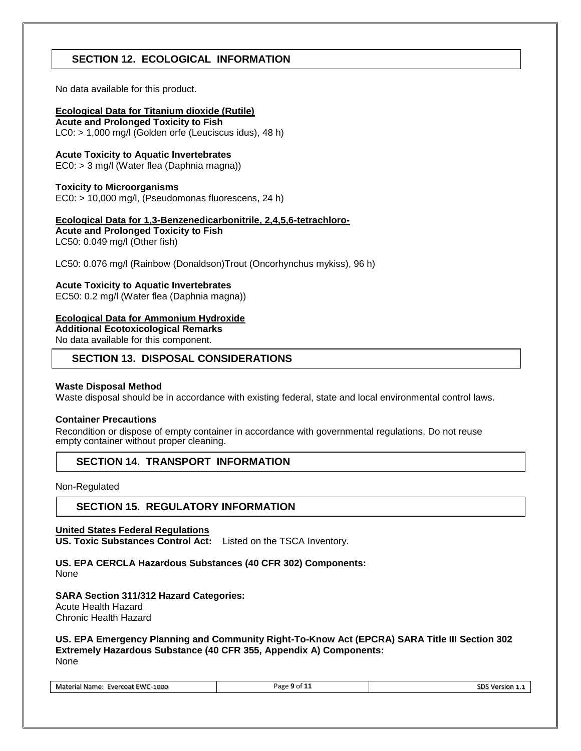## SECTION 12. ECOLOGICAL INFORMATION

No data available for this product.

**Ecological Data for Titanium dioxide (Rutile)**

**Acute and Prolonged Toxicity to Fish**

LC0: > 1,000 mg/l (Golden orfe (Leuciscus idus), 48 h)

**Acute Toxicity to Aquatic Invertebrates**

EC0: > 3 mg/l (Water flea (Daphnia magna))

**Toxicity to Microorganisms**

EC0: > 10,000 mg/l, (Pseudomonas fluorescens, 24 h)

**Ecological Data for 1,3-Benzenedicarbonitrile, 2,4,5,6-tetrachloro-**

**Acute and Prolonged Toxicity to Fish**

LC50: 0.049 mg/l (Other fish)

LC50: 0.076 mg/l (Rainbow (Donaldson)Trout (Oncorhynchus mykiss), 96 h)

**Acute Toxicity to Aquatic Invertebrates**

EC50: 0.2 mg/l (Water flea (Daphnia magna))

**Ecological Data for Ammonium Hydroxide**

**Additional Ecotoxicological Remarks**

No data available for this component.

## SECTION 13. DISPOSAL CONSIDERATIONS

**Waste Disposal Method**

Waste disposal should be in accordance with existing federal, state and local environmental control laws.

**Container Precautions**

Recondition or dispose of empty container in accordance with governmental regulations. Do not reuse empty container without proper cleaning.

## SECTION 14. TRANSPORT INFORMATION

Non-Regulated

## SECTION 15. REGULATORY INFORMATION

**United States Federal Regulations**

**US. Toxic Substances Control Act:** Listed on the TSCA Inventory.

**US. EPA CERCLA Hazardous Substances (40 CFR 302) Components:**

None

**SARA Section 311/312 Hazard Categories:**

Acute Health Hazard

Chronic Health Hazard

**US. EPA Emergency Planning and Community Right-To-Know Act (EPCRA) SARA Title III Section 302 Extremely Hazardous Substance (40 CFR 355, Appendix A) Components:**

None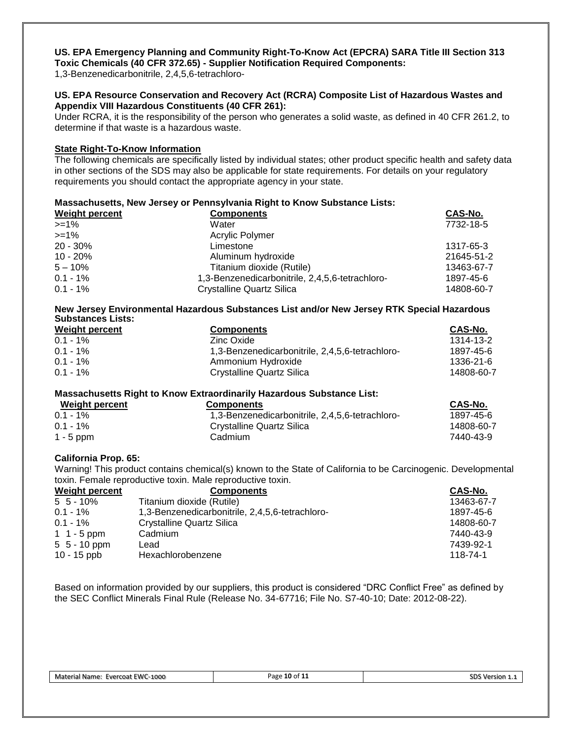**US. EPA Emergency Planning and Community Right-To-Know Act (EPCRA) SARA Title III Section 313 Toxic Chemicals (40 CFR 372.65) - Supplier Notification Required Components:**
1,3-Benzenedicarbonitrile, 2,4,5,6-tetrachloro-

**US. EPA Resource Conservation and Recovery Act (RCRA) Composite List of Hazardous Wastes and Appendix VIII Hazardous Constituents (40 CFR 261):**
Under RCRA, it is the responsibility of the person who generates a solid waste, as defined in 40 CFR 261.2, to determine if that waste is a hazardous waste.

**State Right-To-Know Information**

The following chemicals are specifically listed by individual states; other product specific health and safety data in other sections of the SDS may also be applicable for state requirements. For details on your regulatory requirements you should contact the appropriate agency in your state.

**Massachusetts, New Jersey or Pennsylvania Right to Know Substance Lists:**

| Weight percent | Components | CAS-No. |
|---|---|---|
| >=1% | Water | 7732-18-5 |
| >=1% | Acrylic Polymer | |
| 20 - 30% | Limestone | 1317-65-3 |
| 10 - 20% | Aluminum hydroxide | 21645-51-2 |
| 5 – 10% | Titanium dioxide (Rutile) | 13463-67-7 |
| 0.1 - 1% | 1,3-Benzenedicarbonitrile, 2,4,5,6-tetrachloro- | 1897-45-6 |
| 0.1 - 1% | Crystalline Quartz Silica | 14808-60-7 |

**New Jersey Environmental Hazardous Substances List and/or New Jersey RTK Special Hazardous Substances Lists:**

| Weight percent | Components | CAS-No. |
|---|---|---|
| 0.1 - 1% | Zinc Oxide | 1314-13-2 |
| 0.1 - 1% | 1,3-Benzenedicarbonitrile, 2,4,5,6-tetrachloro- | 1897-45-6 |
| 0.1 - 1% | Ammonium Hydroxide | 1336-21-6 |
| 0.1 - 1% | Crystalline Quartz Silica | 14808-60-7 |

**Massachusetts Right to Know Extraordinarily Hazardous Substance List:**

| Weight percent | Components | CAS-No. |
|---|---|---|
| 0.1 - 1% | 1,3-Benzenedicarbonitrile, 2,4,5,6-tetrachloro- | 1897-45-6 |
| 0.1 - 1% | Crystalline Quartz Silica | 14808-60-7 |
| 1 - 5 ppm | Cadmium | 7440-43-9 |

**California Prop. 65:**

Warning! This product contains chemical(s) known to the State of California to be Carcinogenic. Developmental toxin. Female reproductive toxin. Male reproductive toxin.

| Weight percent | Components | CAS-No. |
|---|---|---|
| 5 5 - 10% | Titanium dioxide (Rutile) | 13463-67-7 |
| 0.1 - 1% | 1,3-Benzenedicarbonitrile, 2,4,5,6-tetrachloro- | 1897-45-6 |
| 0.1 - 1% | Crystalline Quartz Silica | 14808-60-7 |
| 1 1 - 5 ppm | Cadmium | 7440-43-9 |
| 5 5 - 10 ppm | Lead | 7439-92-1 |
| 10 - 15 ppb | Hexachlorobenzene | 118-74-1 |

Based on information provided by our suppliers, this product is considered "DRC Conflict Free" as defined by the SEC Conflict Minerals Final Rule (Release No. 34-67716; File No. S7-40-10; Date: 2012-08-22).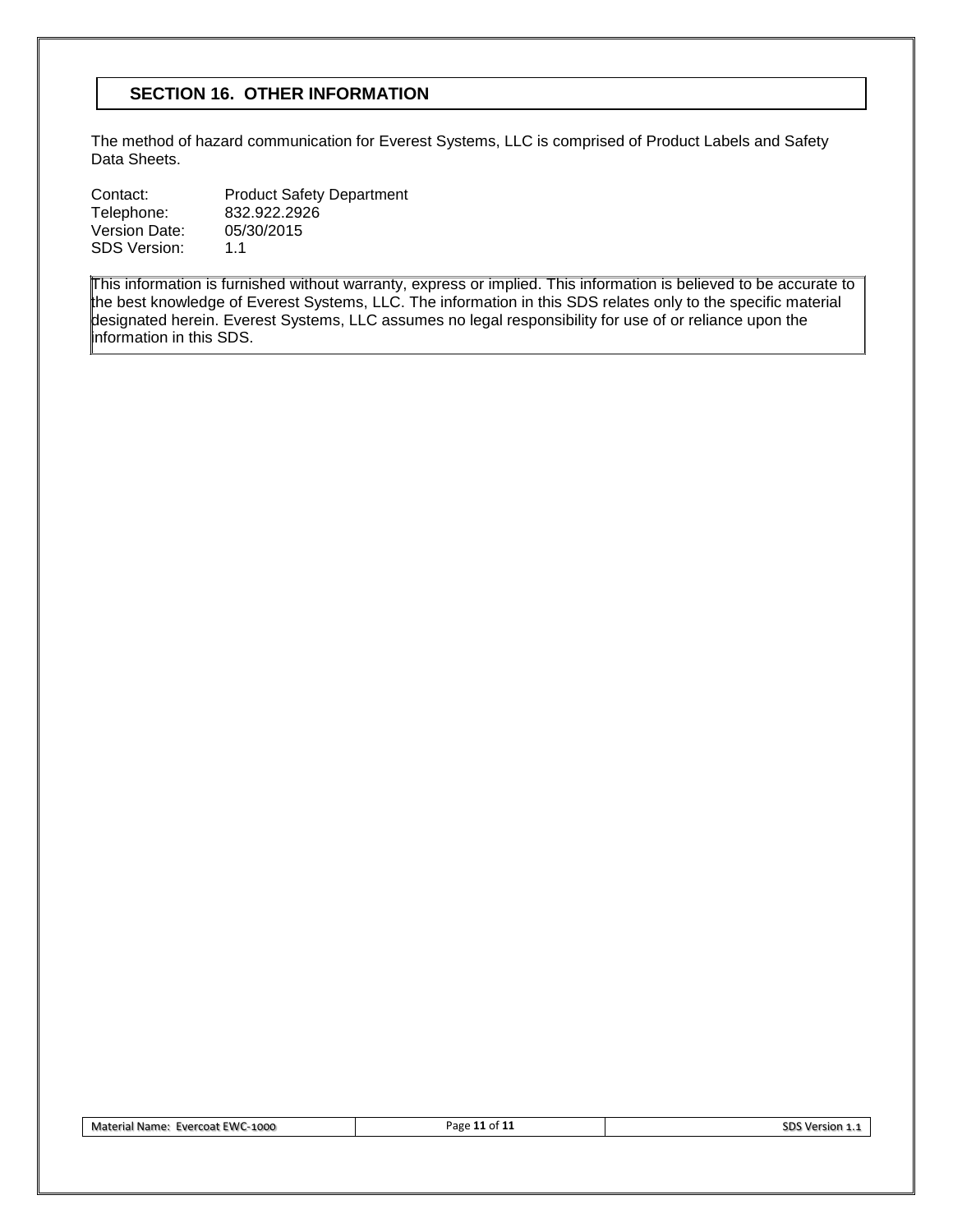## SECTION 16. OTHER INFORMATION

The method of hazard communication for Everest Systems, LLC is comprised of Product Labels and Safety Data Sheets.

Contact: Product Safety Department
Telephone: 832.922.2926
Version Date: 05/30/2015
SDS Version: 1.1

This information is furnished without warranty, express or implied. This information is believed to be accurate to the best knowledge of Everest Systems, LLC. The information in this SDS relates only to the specific material designated herein. Everest Systems, LLC assumes no legal responsibility for use of or reliance upon the information in this SDS.